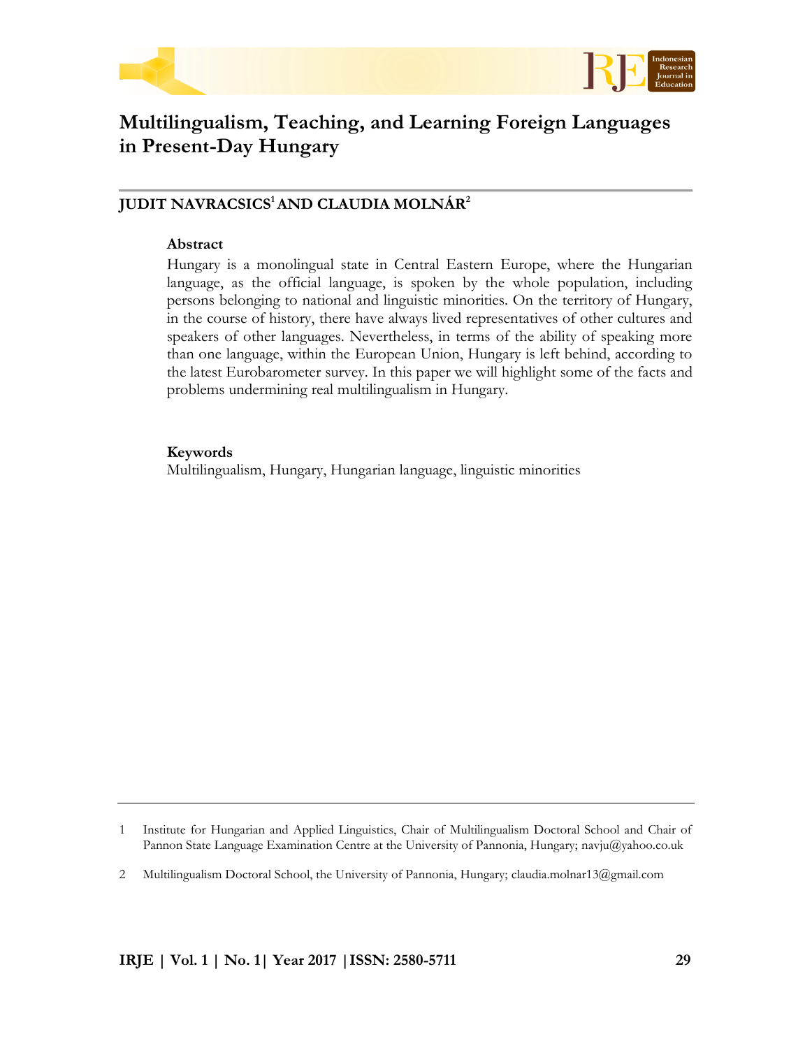# Multilingualism, Teaching, and Learning Foreign Languages in Present-Day Hungary

**JUDIT NAVRACSICS[1] AND CLAUDIA MOLNÁR[2]**

**Abstract**

Hungary is a monolingual state in Central Eastern Europe, where the Hungarian language, as the official language, is spoken by the whole population, including persons belonging to national and linguistic minorities. On the territory of Hungary, in the course of history, there have always lived representatives of other cultures and speakers of other languages. Nevertheless, in terms of the ability of speaking more than one language, within the European Union, Hungary is left behind, according to the latest Eurobarometer survey. In this paper we will highlight some of the facts and problems undermining real multilingualism in Hungary.

**Keywords**

Multilingualism, Hungary, Hungarian language, linguistic minorities

---

1 Institute for Hungarian and Applied Linguistics, Chair of Multilingualism Doctoral School and Chair of Pannon State Language Examination Centre at the University of Pannonia, Hungary; navju@yahoo.co.uk

2 Multilingualism Doctoral School, the University of Pannonia, Hungary; claudia.molnar13@gmail.com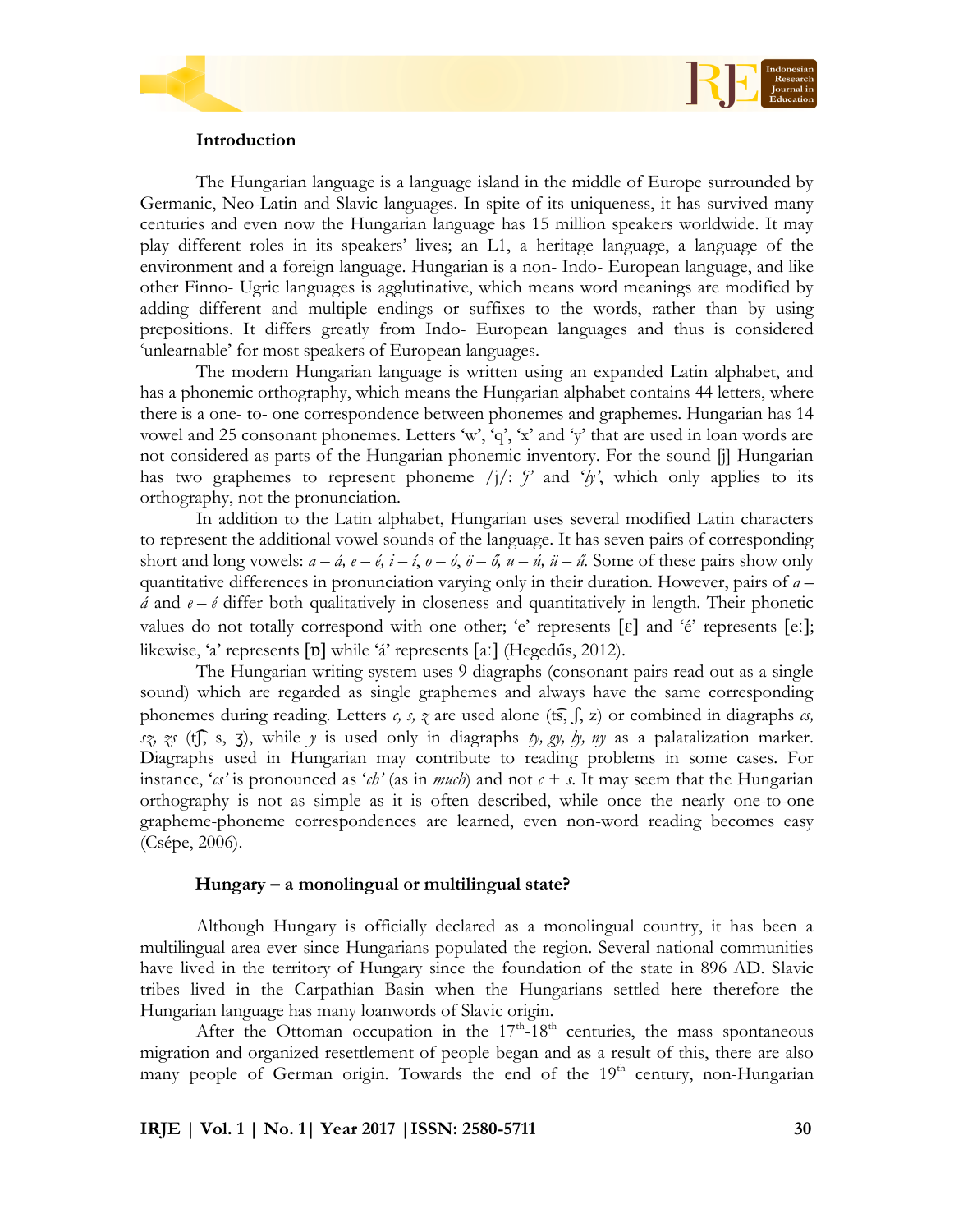### Introduction

The Hungarian language is a language island in the middle of Europe surrounded by Germanic, Neo-Latin and Slavic languages. In spite of its uniqueness, it has survived many centuries and even now the Hungarian language has 15 million speakers worldwide. It may play different roles in its speakers' lives; an L1, a heritage language, a language of the environment and a foreign language. Hungarian is a non- Indo- European language, and like other Finno- Ugric languages is agglutinative, which means word meanings are modified by adding different and multiple endings or suffixes to the words, rather than by using prepositions. It differs greatly from Indo- European languages and thus is considered 'unlearnable' for most speakers of European languages.

The modern Hungarian language is written using an expanded Latin alphabet, and has a phonemic orthography, which means the Hungarian alphabet contains 44 letters, where there is a one- to- one correspondence between phonemes and graphemes. Hungarian has 14 vowel and 25 consonant phonemes. Letters 'w', 'q', 'x' and 'y' that are used in loan words are not considered as parts of the Hungarian phonemic inventory. For the sound [j] Hungarian has two graphemes to represent phoneme /j/: *'j'* and *'ly'*, which only applies to its orthography, not the pronunciation.

In addition to the Latin alphabet, Hungarian uses several modified Latin characters to represent the additional vowel sounds of the language. It has seven pairs of corresponding short and long vowels: *a – á, e – é, i – í, o – ó, ö – ő, u – ú, ü – ű.* Some of these pairs show only quantitative differences in pronunciation varying only in their duration. However, pairs of *a – á* and *e – é* differ both qualitatively in closeness and quantitatively in length. Their phonetic values do not totally correspond with one other; 'e' represents [ɛ] and 'é' represents [eː]; likewise, 'a' represents [ɒ] while 'á' represents [aː] (Hegedűs, 2012).

The Hungarian writing system uses 9 diagraphs (consonant pairs read out as a single sound) which are regarded as single graphemes and always have the same corresponding phonemes during reading. Letters *c, s, z* are used alone (t͡s, ʃ, z) or combined in diagraphs *cs, sz, zs* (tʃ, s, ʒ), while *y* is used only in diagraphs *ty, gy, ly, ny* as a palatalization marker. Diagraphs used in Hungarian may contribute to reading problems in some cases. For instance, '*cs*' is pronounced as '*ch*' (as in *much*) and not *c + s*. It may seem that the Hungarian orthography is not as simple as it is often described, while once the nearly one-to-one grapheme-phoneme correspondences are learned, even non-word reading becomes easy (Csépe, 2006).

### Hungary – a monolingual or multilingual state?

Although Hungary is officially declared as a monolingual country, it has been a multilingual area ever since Hungarians populated the region. Several national communities have lived in the territory of Hungary since the foundation of the state in 896 AD. Slavic tribes lived in the Carpathian Basin when the Hungarians settled here therefore the Hungarian language has many loanwords of Slavic origin.

After the Ottoman occupation in the 17th-18th centuries, the mass spontaneous migration and organized resettlement of people began and as a result of this, there are also many people of German origin. Towards the end of the 19th century, non-Hungarian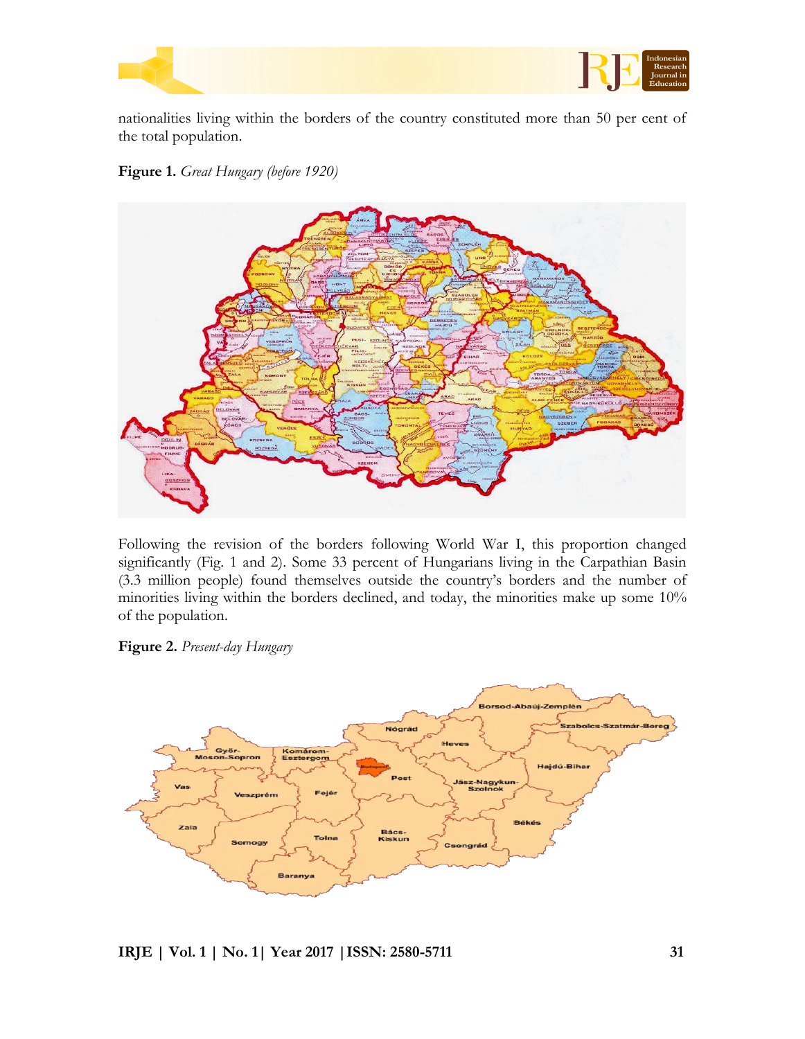nationalities living within the borders of the country constituted more than 50 per cent of the total population.

**Figure 1.** *Great Hungary (before 1920)*

Following the revision of the borders following World War I, this proportion changed significantly (Fig. 1 and 2). Some 33 percent of Hungarians living in the Carpathian Basin (3.3 million people) found themselves outside the country's borders and the number of minorities living within the borders declined, and today, the minorities make up some 10% of the population.

**Figure 2.** *Present-day Hungary*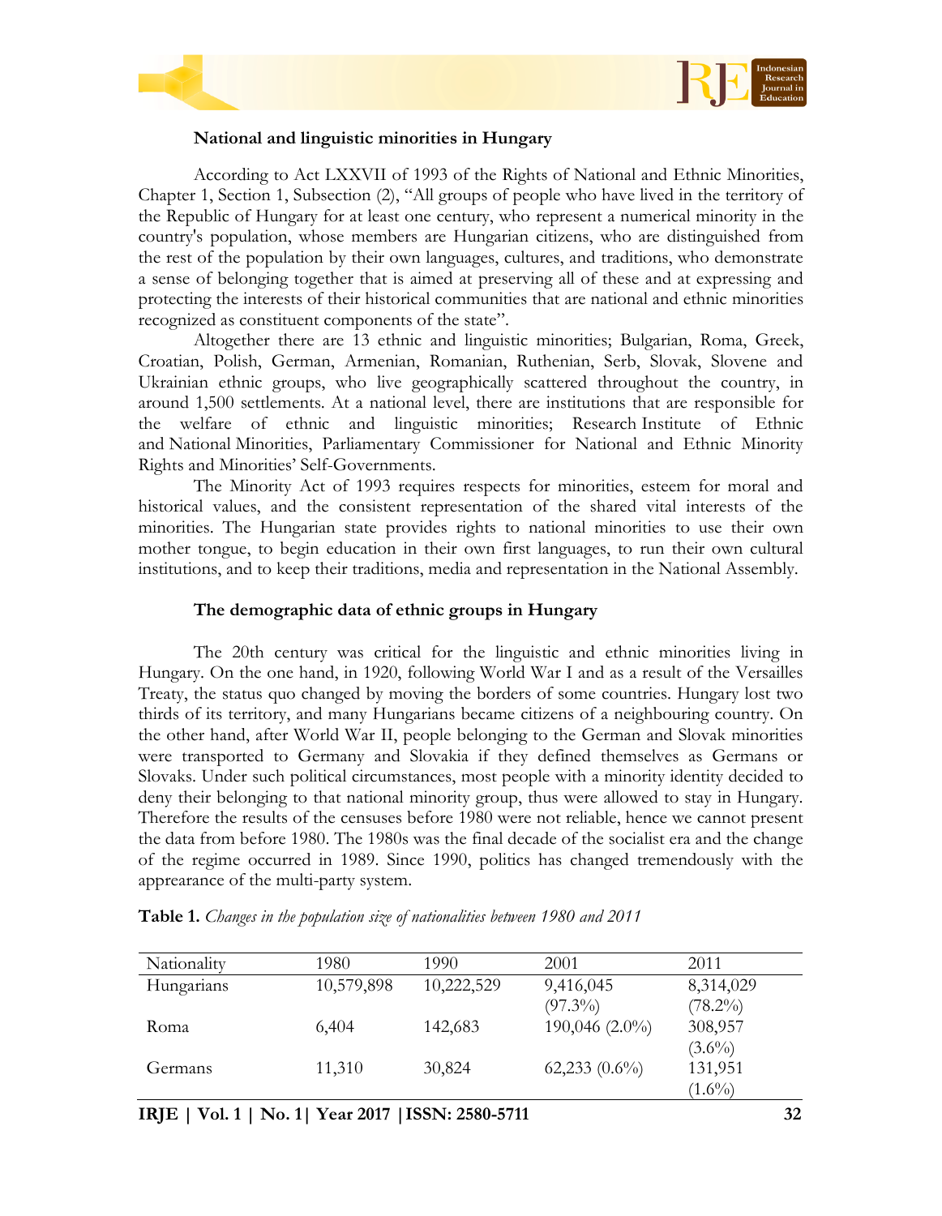### National and linguistic minorities in Hungary

According to Act LXXVII of 1993 of the Rights of National and Ethnic Minorities, Chapter 1, Section 1, Subsection (2), "All groups of people who have lived in the territory of the Republic of Hungary for at least one century, who represent a numerical minority in the country's population, whose members are Hungarian citizens, who are distinguished from the rest of the population by their own languages, cultures, and traditions, who demonstrate a sense of belonging together that is aimed at preserving all of these and at expressing and protecting the interests of their historical communities that are national and ethnic minorities recognized as constituent components of the state".

Altogether there are 13 ethnic and linguistic minorities; Bulgarian, Roma, Greek, Croatian, Polish, German, Armenian, Romanian, Ruthenian, Serb, Slovak, Slovene and Ukrainian ethnic groups, who live geographically scattered throughout the country, in around 1,500 settlements. At a national level, there are institutions that are responsible for the welfare of ethnic and linguistic minorities; Research Institute of Ethnic and National Minorities, Parliamentary Commissioner for National and Ethnic Minority Rights and Minorities' Self-Governments.

The Minority Act of 1993 requires respects for minorities, esteem for moral and historical values, and the consistent representation of the shared vital interests of the minorities. The Hungarian state provides rights to national minorities to use their own mother tongue, to begin education in their own first languages, to run their own cultural institutions, and to keep their traditions, media and representation in the National Assembly.

### The demographic data of ethnic groups in Hungary

The 20th century was critical for the linguistic and ethnic minorities living in Hungary. On the one hand, in 1920, following World War I and as a result of the Versailles Treaty, the status quo changed by moving the borders of some countries. Hungary lost two thirds of its territory, and many Hungarians became citizens of a neighbouring country. On the other hand, after World War II, people belonging to the German and Slovak minorities were transported to Germany and Slovakia if they defined themselves as Germans or Slovaks. Under such political circumstances, most people with a minority identity decided to deny their belonging to that national minority group, thus were allowed to stay in Hungary. Therefore the results of the censuses before 1980 were not reliable, hence we cannot present the data from before 1980. The 1980s was the final decade of the socialist era and the change of the regime occurred in 1989. Since 1990, politics has changed tremendously with the apprearance of the multi-party system.

**Table 1.** *Changes in the population size of nationalities between 1980 and 2011*

| Nationality | 1980 | 1990 | 2001 | 2011 |
|---|---|---|---|---|
| Hungarians | 10,579,898 | 10,222,529 | 9,416,045 (97.3%) | 8,314,029 (78.2%) |
| Roma | 6,404 | 142,683 | 190,046 (2.0%) | 308,957 (3.6%) |
| Germans | 11,310 | 30,824 | 62,233 (0.6%) | 131,951 (1.6%) |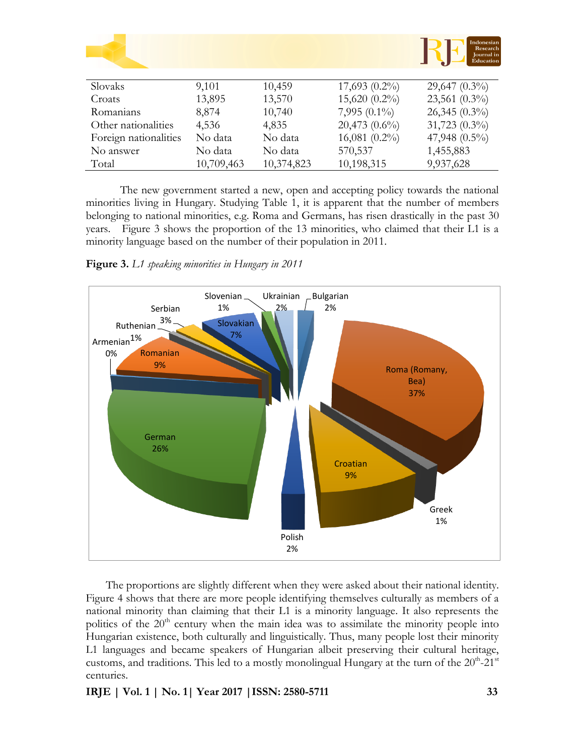| | | | | |
|---|---|---|---|---|
| Slovaks | 9,101 | 10,459 | 17,693 (0.2%) | 29,647 (0.3%) |
| Croats | 13,895 | 13,570 | 15,620 (0.2%) | 23,561 (0.3%) |
| Romanians | 8,874 | 10,740 | 7,995 (0.1%) | 26,345 (0.3%) |
| Other nationalities | 4,536 | 4,835 | 20,473 (0.6%) | 31,723 (0.3%) |
| Foreign nationalities | No data | No data | 16,081 (0.2%) | 47,948 (0.5%) |
| No answer | No data | No data | 570,537 | 1,455,883 |
| Total | 10,709,463 | 10,374,823 | 10,198,315 | 9,937,628 |

The new government started a new, open and accepting policy towards the national minorities living in Hungary. Studying Table 1, it is apparent that the number of members belonging to national minorities, e.g. Roma and Germans, has risen drastically in the past 30 years. Figure 3 shows the proportion of the 13 minorities, who claimed that their L1 is a minority language based on the number of their population in 2011.

**Figure 3.** *L1 speaking minorities in Hungary in 2011*

The proportions are slightly different when they were asked about their national identity. Figure 4 shows that there are more people identifying themselves culturally as members of a national minority than claiming that their L1 is a minority language. It also represents the politics of the 20th century when the main idea was to assimilate the minority people into Hungarian existence, both culturally and linguistically. Thus, many people lost their minority L1 languages and became speakers of Hungarian albeit preserving their cultural heritage, customs, and traditions. This led to a mostly monolingual Hungary at the turn of the 20th-21st centuries.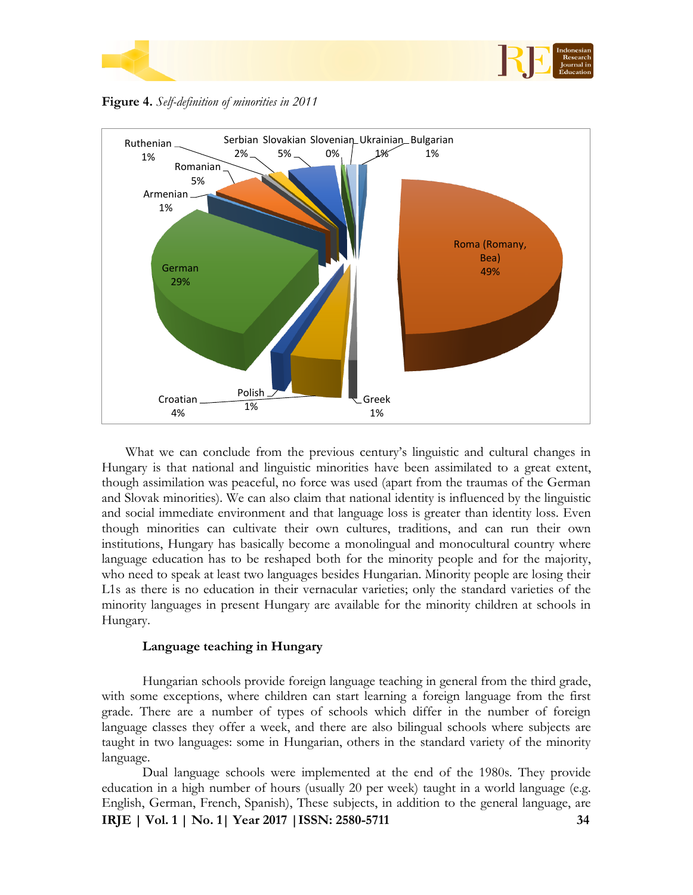**Figure 4.** *Self-definition of minorities in 2011*

What we can conclude from the previous century's linguistic and cultural changes in Hungary is that national and linguistic minorities have been assimilated to a great extent, though assimilation was peaceful, no force was used (apart from the traumas of the German and Slovak minorities). We can also claim that national identity is influenced by the linguistic and social immediate environment and that language loss is greater than identity loss. Even though minorities can cultivate their own cultures, traditions, and can run their own institutions, Hungary has basically become a monolingual and monocultural country where language education has to be reshaped both for the minority people and for the majority, who need to speak at least two languages besides Hungarian. Minority people are losing their L1s as there is no education in their vernacular varieties; only the standard varieties of the minority languages in present Hungary are available for the minority children at schools in Hungary.

### Language teaching in Hungary

Hungarian schools provide foreign language teaching in general from the third grade, with some exceptions, where children can start learning a foreign language from the first grade. There are a number of types of schools which differ in the number of foreign language classes they offer a week, and there are also bilingual schools where subjects are taught in two languages: some in Hungarian, others in the standard variety of the minority language.

Dual language schools were implemented at the end of the 1980s. They provide education in a high number of hours (usually 20 per week) taught in a world language (e.g. English, German, French, Spanish), These subjects, in addition to the general language, are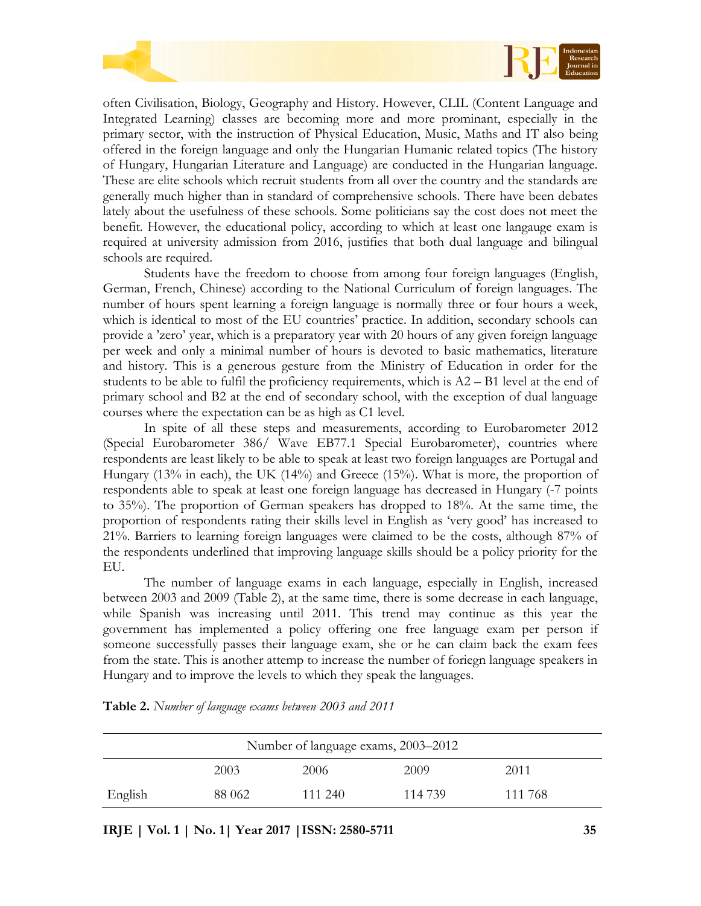often Civilisation, Biology, Geography and History. However, CLIL (Content Language and Integrated Learning) classes are becoming more and more prominant, especially in the primary sector, with the instruction of Physical Education, Music, Maths and IT also being offered in the foreign language and only the Hungarian Humanic related topics (The history of Hungary, Hungarian Literature and Language) are conducted in the Hungarian language. These are elite schools which recruit students from all over the country and the standards are generally much higher than in standard of comprehensive schools. There have been debates lately about the usefulness of these schools. Some politicians say the cost does not meet the benefit. However, the educational policy, according to which at least one langauge exam is required at university admission from 2016, justifies that both dual language and bilingual schools are required.

Students have the freedom to choose from among four foreign languages (English, German, French, Chinese) according to the National Curriculum of foreign languages. The number of hours spent learning a foreign language is normally three or four hours a week, which is identical to most of the EU countries' practice. In addition, secondary schools can provide a 'zero' year, which is a preparatory year with 20 hours of any given foreign language per week and only a minimal number of hours is devoted to basic mathematics, literature and history. This is a generous gesture from the Ministry of Education in order for the students to be able to fulfil the proficiency requirements, which is A2 – B1 level at the end of primary school and B2 at the end of secondary school, with the exception of dual language courses where the expectation can be as high as C1 level.

In spite of all these steps and measurements, according to Eurobarometer 2012 (Special Eurobarometer 386/ Wave EB77.1 Special Eurobarometer), countries where respondents are least likely to be able to speak at least two foreign languages are Portugal and Hungary (13% in each), the UK (14%) and Greece (15%). What is more, the proportion of respondents able to speak at least one foreign language has decreased in Hungary (-7 points to 35%). The proportion of German speakers has dropped to 18%. At the same time, the proportion of respondents rating their skills level in English as 'very good' has increased to 21%. Barriers to learning foreign languages were claimed to be the costs, although 87% of the respondents underlined that improving language skills should be a policy priority for the EU.

The number of language exams in each language, especially in English, increased between 2003 and 2009 (Table 2), at the same time, there is some decrease in each language, while Spanish was increasing until 2011. This trend may continue as this year the government has implemented a policy offering one free language exam per person if someone successfully passes their language exam, she or he can claim back the exam fees from the state. This is another attemp to increase the number of foriegn language speakers in Hungary and to improve the levels to which they speak the languages.

**Table 2.** *Number of language exams between 2003 and 2011*

| Number of language exams, 2003–2012 | | | | |
|---|---|---|---|---|
| | 2003 | 2006 | 2009 | 2011 |
| English | 88 062 | 111 240 | 114 739 | 111 768 |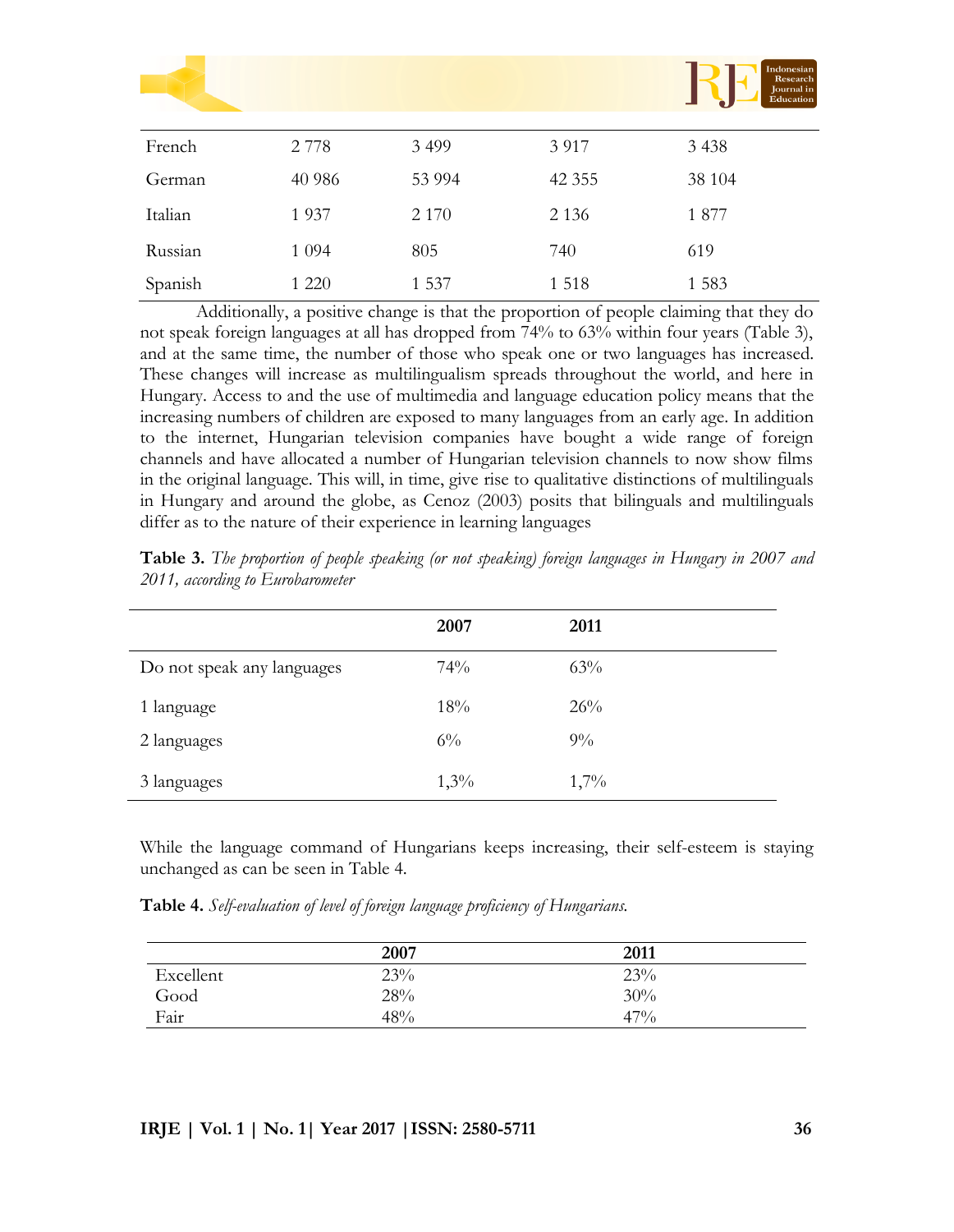| French | 2 778 | 3 499 | 3 917 | 3 438 |
|---|---|---|---|---|
| German | 40 986 | 53 994 | 42 355 | 38 104 |
| Italian | 1 937 | 2 170 | 2 136 | 1 877 |
| Russian | 1 094 | 805 | 740 | 619 |
| Spanish | 1 220 | 1 537 | 1 518 | 1 583 |

Additionally, a positive change is that the proportion of people claiming that they do not speak foreign languages at all has dropped from 74% to 63% within four years (Table 3), and at the same time, the number of those who speak one or two languages has increased. These changes will increase as multilingualism spreads throughout the world, and here in Hungary. Access to and the use of multimedia and language education policy means that the increasing numbers of children are exposed to many languages from an early age. In addition to the internet, Hungarian television companies have bought a wide range of foreign channels and have allocated a number of Hungarian television channels to now show films in the original language. This will, in time, give rise to qualitative distinctions of multilinguals in Hungary and around the globe, as Cenoz (2003) posits that bilinguals and multilinguals differ as to the nature of their experience in learning languages

**Table 3.** *The proportion of people speaking (or not speaking) foreign languages in Hungary in 2007 and 2011, according to Eurobarometer*

| | **2007** | **2011** |
|---|---|---|
| Do not speak any languages | 74% | 63% |
| 1 language | 18% | 26% |
| 2 languages | 6% | 9% |
| 3 languages | 1,3% | 1,7% |

While the language command of Hungarians keeps increasing, their self-esteem is staying unchanged as can be seen in Table 4.

**Table 4.** *Self-evaluation of level of foreign language proficiency of Hungarians.*

| | **2007** | **2011** |
|---|---|---|
| Excellent | 23% | 23% |
| Good | 28% | 30% |
| Fair | 48% | 47% |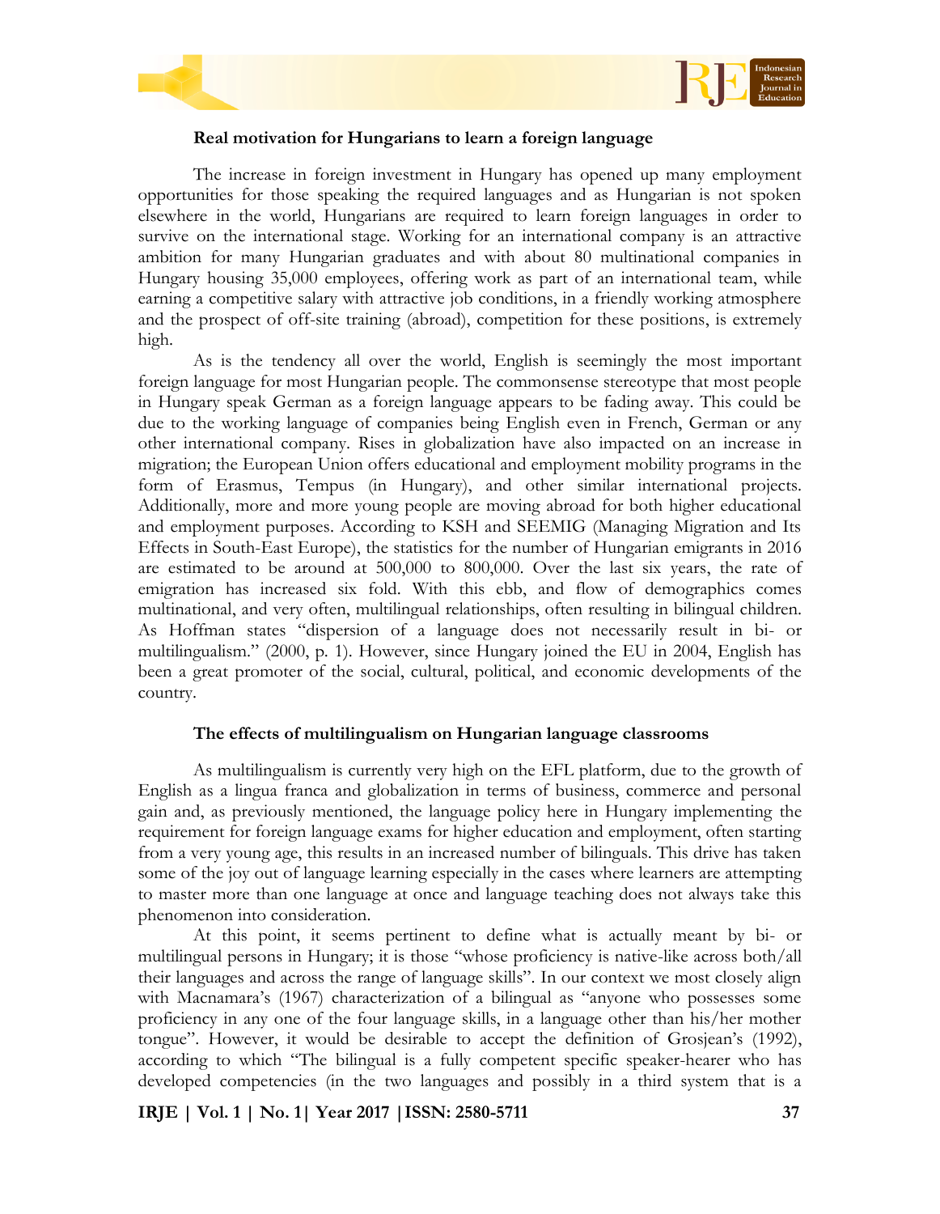### Real motivation for Hungarians to learn a foreign language

The increase in foreign investment in Hungary has opened up many employment opportunities for those speaking the required languages and as Hungarian is not spoken elsewhere in the world, Hungarians are required to learn foreign languages in order to survive on the international stage. Working for an international company is an attractive ambition for many Hungarian graduates and with about 80 multinational companies in Hungary housing 35,000 employees, offering work as part of an international team, while earning a competitive salary with attractive job conditions, in a friendly working atmosphere and the prospect of off-site training (abroad), competition for these positions, is extremely high.

As is the tendency all over the world, English is seemingly the most important foreign language for most Hungarian people. The commonsense stereotype that most people in Hungary speak German as a foreign language appears to be fading away. This could be due to the working language of companies being English even in French, German or any other international company. Rises in globalization have also impacted on an increase in migration; the European Union offers educational and employment mobility programs in the form of Erasmus, Tempus (in Hungary), and other similar international projects. Additionally, more and more young people are moving abroad for both higher educational and employment purposes. According to KSH and SEEMIG (Managing Migration and Its Effects in South-East Europe), the statistics for the number of Hungarian emigrants in 2016 are estimated to be around at 500,000 to 800,000. Over the last six years, the rate of emigration has increased six fold. With this ebb, and flow of demographics comes multinational, and very often, multilingual relationships, often resulting in bilingual children. As Hoffman states "dispersion of a language does not necessarily result in bi- or multilingualism." (2000, p. 1). However, since Hungary joined the EU in 2004, English has been a great promoter of the social, cultural, political, and economic developments of the country.

### The effects of multilingualism on Hungarian language classrooms

As multilingualism is currently very high on the EFL platform, due to the growth of English as a lingua franca and globalization in terms of business, commerce and personal gain and, as previously mentioned, the language policy here in Hungary implementing the requirement for foreign language exams for higher education and employment, often starting from a very young age, this results in an increased number of bilinguals. This drive has taken some of the joy out of language learning especially in the cases where learners are attempting to master more than one language at once and language teaching does not always take this phenomenon into consideration.

At this point, it seems pertinent to define what is actually meant by bi- or multilingual persons in Hungary; it is those "whose proficiency is native-like across both/all their languages and across the range of language skills". In our context we most closely align with Macnamara's (1967) characterization of a bilingual as "anyone who possesses some proficiency in any one of the four language skills, in a language other than his/her mother tongue". However, it would be desirable to accept the definition of Grosjean's (1992), according to which "The bilingual is a fully competent specific speaker-hearer who has developed competencies (in the two languages and possibly in a third system that is a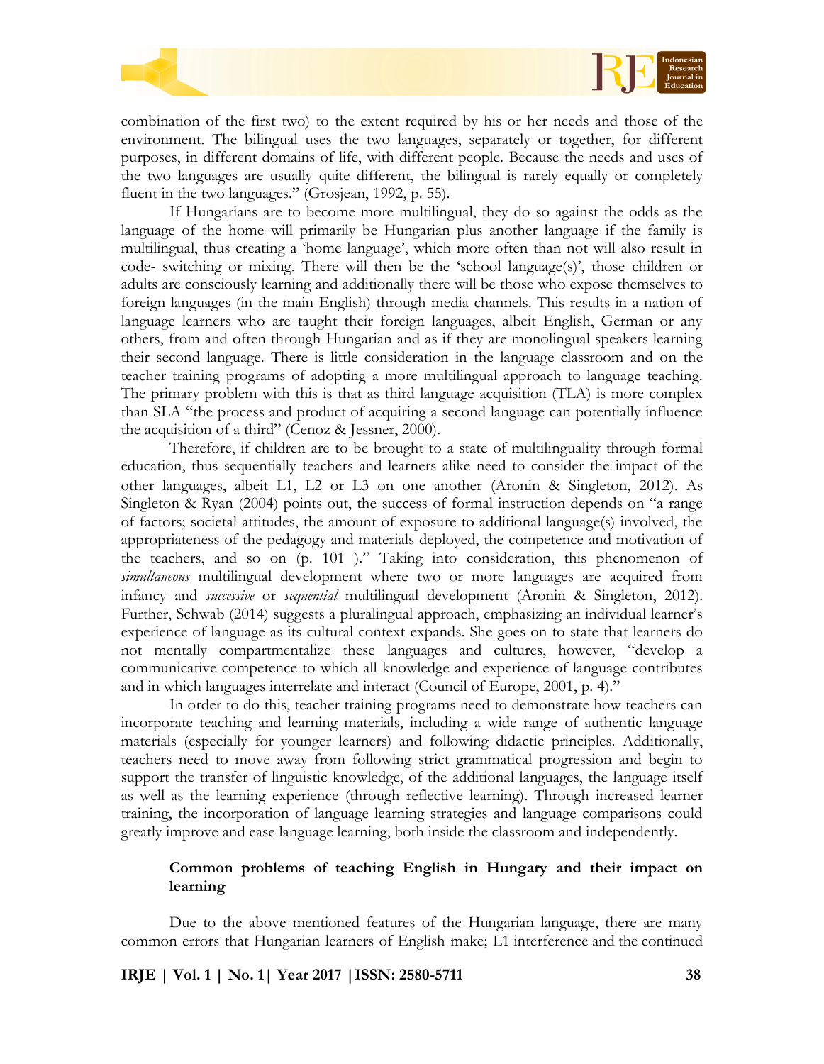combination of the first two) to the extent required by his or her needs and those of the environment. The bilingual uses the two languages, separately or together, for different purposes, in different domains of life, with different people. Because the needs and uses of the two languages are usually quite different, the bilingual is rarely equally or completely fluent in the two languages." (Grosjean, 1992, p. 55).

If Hungarians are to become more multilingual, they do so against the odds as the language of the home will primarily be Hungarian plus another language if the family is multilingual, thus creating a 'home language', which more often than not will also result in code- switching or mixing. There will then be the 'school language(s)', those children or adults are consciously learning and additionally there will be those who expose themselves to foreign languages (in the main English) through media channels. This results in a nation of language learners who are taught their foreign languages, albeit English, German or any others, from and often through Hungarian and as if they are monolingual speakers learning their second language. There is little consideration in the language classroom and on the teacher training programs of adopting a more multilingual approach to language teaching. The primary problem with this is that as third language acquisition (TLA) is more complex than SLA "the process and product of acquiring a second language can potentially influence the acquisition of a third" (Cenoz & Jessner, 2000).

Therefore, if children are to be brought to a state of multilinguality through formal education, thus sequentially teachers and learners alike need to consider the impact of the other languages, albeit L1, L2 or L3 on one another (Aronin & Singleton, 2012). As Singleton & Ryan (2004) points out, the success of formal instruction depends on "a range of factors; societal attitudes, the amount of exposure to additional language(s) involved, the appropriateness of the pedagogy and materials deployed, the competence and motivation of the teachers, and so on (p. 101 )." Taking into consideration, this phenomenon of *simultaneous* multilingual development where two or more languages are acquired from infancy and *successive* or *sequential* multilingual development (Aronin & Singleton, 2012). Further, Schwab (2014) suggests a pluralingual approach, emphasizing an individual learner's experience of language as its cultural context expands. She goes on to state that learners do not mentally compartmentalize these languages and cultures, however, "develop a communicative competence to which all knowledge and experience of language contributes and in which languages interrelate and interact (Council of Europe, 2001, p. 4)."

In order to do this, teacher training programs need to demonstrate how teachers can incorporate teaching and learning materials, including a wide range of authentic language materials (especially for younger learners) and following didactic principles. Additionally, teachers need to move away from following strict grammatical progression and begin to support the transfer of linguistic knowledge, of the additional languages, the language itself as well as the learning experience (through reflective learning). Through increased learner training, the incorporation of language learning strategies and language comparisons could greatly improve and ease language learning, both inside the classroom and independently.

## Common problems of teaching English in Hungary and their impact on learning

Due to the above mentioned features of the Hungarian language, there are many common errors that Hungarian learners of English make; L1 interference and the continued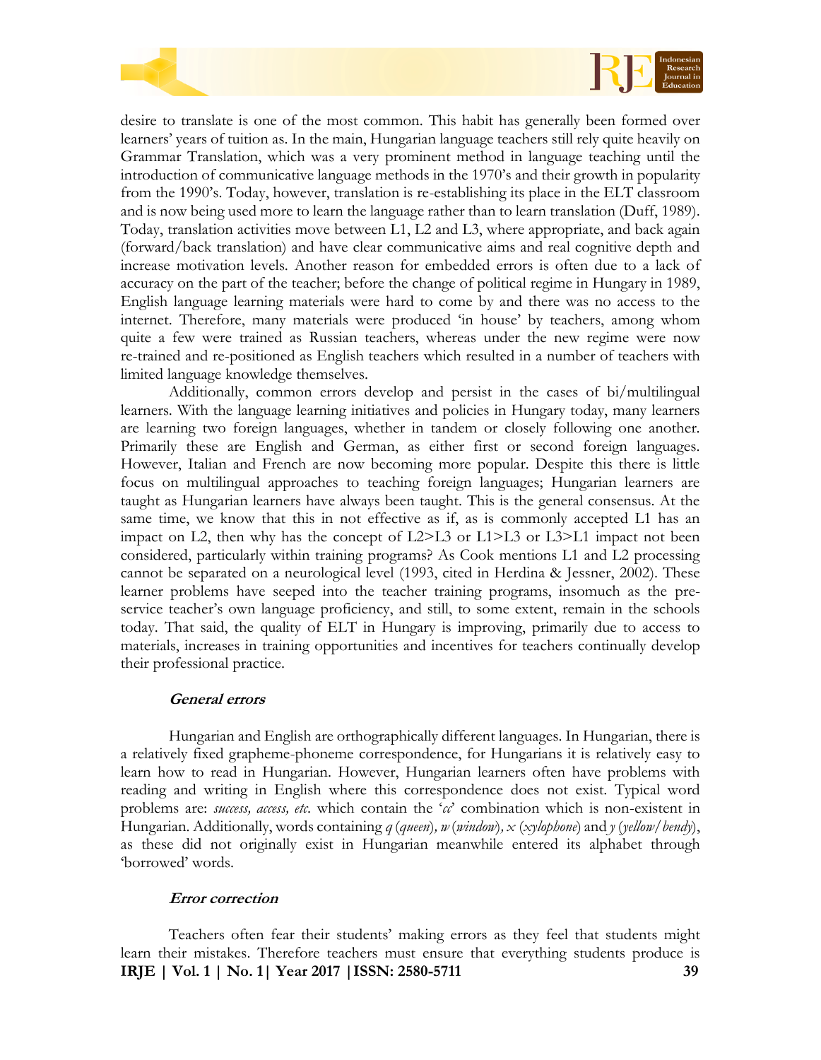desire to translate is one of the most common. This habit has generally been formed over learners' years of tuition as. In the main, Hungarian language teachers still rely quite heavily on Grammar Translation, which was a very prominent method in language teaching until the introduction of communicative language methods in the 1970's and their growth in popularity from the 1990's. Today, however, translation is re-establishing its place in the ELT classroom and is now being used more to learn the language rather than to learn translation (Duff, 1989). Today, translation activities move between L1, L2 and L3, where appropriate, and back again (forward/back translation) and have clear communicative aims and real cognitive depth and increase motivation levels. Another reason for embedded errors is often due to a lack of accuracy on the part of the teacher; before the change of political regime in Hungary in 1989, English language learning materials were hard to come by and there was no access to the internet. Therefore, many materials were produced 'in house' by teachers, among whom quite a few were trained as Russian teachers, whereas under the new regime were now re-trained and re-positioned as English teachers which resulted in a number of teachers with limited language knowledge themselves.

Additionally, common errors develop and persist in the cases of bi/multilingual learners. With the language learning initiatives and policies in Hungary today, many learners are learning two foreign languages, whether in tandem or closely following one another. Primarily these are English and German, as either first or second foreign languages. However, Italian and French are now becoming more popular. Despite this there is little focus on multilingual approaches to teaching foreign languages; Hungarian learners are taught as Hungarian learners have always been taught. This is the general consensus. At the same time, we know that this in not effective as if, as is commonly accepted L1 has an impact on L2, then why has the concept of L2>L3 or L1>L3 or L3>L1 impact not been considered, particularly within training programs? As Cook mentions L1 and L2 processing cannot be separated on a neurological level (1993, cited in Herdina & Jessner, 2002). These learner problems have seeped into the teacher training programs, insomuch as the pre-service teacher's own language proficiency, and still, to some extent, remain in the schools today. That said, the quality of ELT in Hungary is improving, primarily due to access to materials, increases in training opportunities and incentives for teachers continually develop their professional practice.

#### *General errors*

Hungarian and English are orthographically different languages. In Hungarian, there is a relatively fixed grapheme-phoneme correspondence, for Hungarians it is relatively easy to learn how to read in Hungarian. However, Hungarian learners often have problems with reading and writing in English where this correspondence does not exist. Typical word problems are: *success, access, etc.* which contain the '*cc*' combination which is non-existent in Hungarian. Additionally, words containing *q* (*queen*), *w* (*window*), *x* (*xylophone*) and *y* (*yellow/bendy*), as these did not originally exist in Hungarian meanwhile entered its alphabet through 'borrowed' words.

#### *Error correction*

Teachers often fear their students' making errors as they feel that students might learn their mistakes. Therefore teachers must ensure that everything students produce is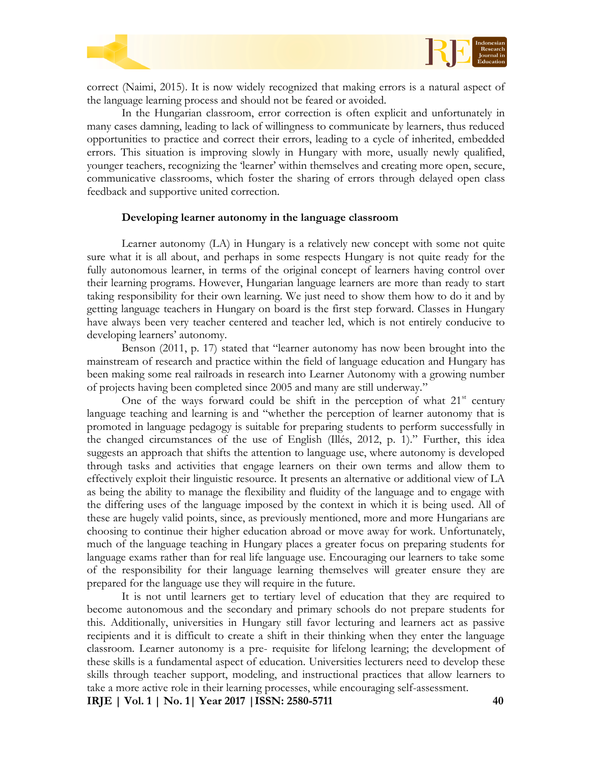correct (Naimi, 2015). It is now widely recognized that making errors is a natural aspect of the language learning process and should not be feared or avoided.

In the Hungarian classroom, error correction is often explicit and unfortunately in many cases damning, leading to lack of willingness to communicate by learners, thus reduced opportunities to practice and correct their errors, leading to a cycle of inherited, embedded errors. This situation is improving slowly in Hungary with more, usually newly qualified, younger teachers, recognizing the 'learner' within themselves and creating more open, secure, communicative classrooms, which foster the sharing of errors through delayed open class feedback and supportive united correction.

### Developing learner autonomy in the language classroom

Learner autonomy (LA) in Hungary is a relatively new concept with some not quite sure what it is all about, and perhaps in some respects Hungary is not quite ready for the fully autonomous learner, in terms of the original concept of learners having control over their learning programs. However, Hungarian language learners are more than ready to start taking responsibility for their own learning. We just need to show them how to do it and by getting language teachers in Hungary on board is the first step forward. Classes in Hungary have always been very teacher centered and teacher led, which is not entirely conducive to developing learners' autonomy.

Benson (2011, p. 17) stated that "learner autonomy has now been brought into the mainstream of research and practice within the field of language education and Hungary has been making some real railroads in research into Learner Autonomy with a growing number of projects having been completed since 2005 and many are still underway."

One of the ways forward could be shift in the perception of what 21st century language teaching and learning is and "whether the perception of learner autonomy that is promoted in language pedagogy is suitable for preparing students to perform successfully in the changed circumstances of the use of English (Illés, 2012, p. 1)." Further, this idea suggests an approach that shifts the attention to language use, where autonomy is developed through tasks and activities that engage learners on their own terms and allow them to effectively exploit their linguistic resource. It presents an alternative or additional view of LA as being the ability to manage the flexibility and fluidity of the language and to engage with the differing uses of the language imposed by the context in which it is being used. All of these are hugely valid points, since, as previously mentioned, more and more Hungarians are choosing to continue their higher education abroad or move away for work. Unfortunately, much of the language teaching in Hungary places a greater focus on preparing students for language exams rather than for real life language use. Encouraging our learners to take some of the responsibility for their language learning themselves will greater ensure they are prepared for the language use they will require in the future.

It is not until learners get to tertiary level of education that they are required to become autonomous and the secondary and primary schools do not prepare students for this. Additionally, universities in Hungary still favor lecturing and learners act as passive recipients and it is difficult to create a shift in their thinking when they enter the language classroom. Learner autonomy is a pre- requisite for lifelong learning; the development of these skills is a fundamental aspect of education. Universities lecturers need to develop these skills through teacher support, modeling, and instructional practices that allow learners to take a more active role in their learning processes, while encouraging self-assessment.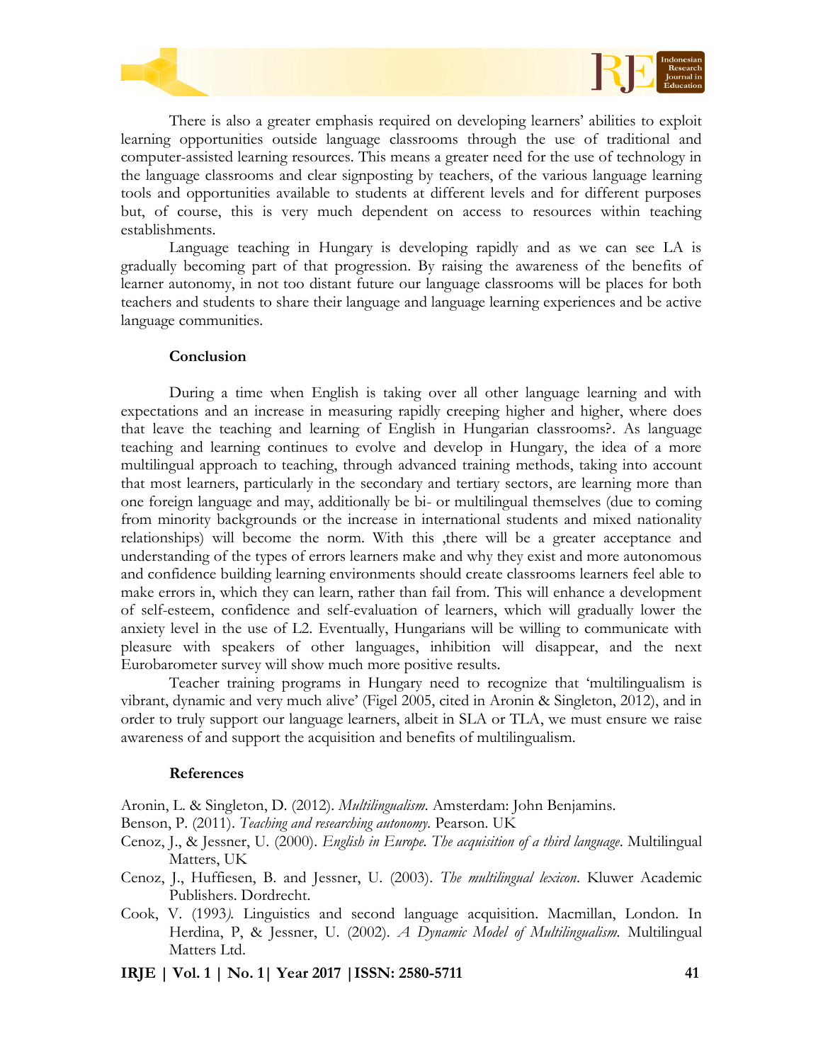There is also a greater emphasis required on developing learners' abilities to exploit learning opportunities outside language classrooms through the use of traditional and computer-assisted learning resources. This means a greater need for the use of technology in the language classrooms and clear signposting by teachers, of the various language learning tools and opportunities available to students at different levels and for different purposes but, of course, this is very much dependent on access to resources within teaching establishments.

Language teaching in Hungary is developing rapidly and as we can see LA is gradually becoming part of that progression. By raising the awareness of the benefits of learner autonomy, in not too distant future our language classrooms will be places for both teachers and students to share their language and language learning experiences and be active language communities.

## Conclusion

During a time when English is taking over all other language learning and with expectations and an increase in measuring rapidly creeping higher and higher, where does that leave the teaching and learning of English in Hungarian classrooms?. As language teaching and learning continues to evolve and develop in Hungary, the idea of a more multilingual approach to teaching, through advanced training methods, taking into account that most learners, particularly in the secondary and tertiary sectors, are learning more than one foreign language and may, additionally be bi- or multilingual themselves (due to coming from minority backgrounds or the increase in international students and mixed nationality relationships) will become the norm. With this ,there will be a greater acceptance and understanding of the types of errors learners make and why they exist and more autonomous and confidence building learning environments should create classrooms learners feel able to make errors in, which they can learn, rather than fail from. This will enhance a development of self-esteem, confidence and self-evaluation of learners, which will gradually lower the anxiety level in the use of L2. Eventually, Hungarians will be willing to communicate with pleasure with speakers of other languages, inhibition will disappear, and the next Eurobarometer survey will show much more positive results.

Teacher training programs in Hungary need to recognize that 'multilingualism is vibrant, dynamic and very much alive' (Figel 2005, cited in Aronin & Singleton, 2012), and in order to truly support our language learners, albeit in SLA or TLA, we must ensure we raise awareness of and support the acquisition and benefits of multilingualism.

## References

Aronin, L. & Singleton, D. (2012). *Multilingualism.* Amsterdam: John Benjamins.

Benson, P. (2011). *Teaching and researching autonomy.* Pearson. UK

Cenoz, J., & Jessner, U. (2000). *English in Europe. The acquisition of a third language*. Multilingual Matters, UK

Cenoz, J., Huffiesen, B. and Jessner, U. (2003). *The multilingual lexicon*. Kluwer Academic Publishers. Dordrecht.

Cook, V. (1993*).* Linguistics and second language acquisition. Macmillan, London. In Herdina, P, & Jessner, U. (2002). *A Dynamic Model of Multilingualism.* Multilingual Matters Ltd.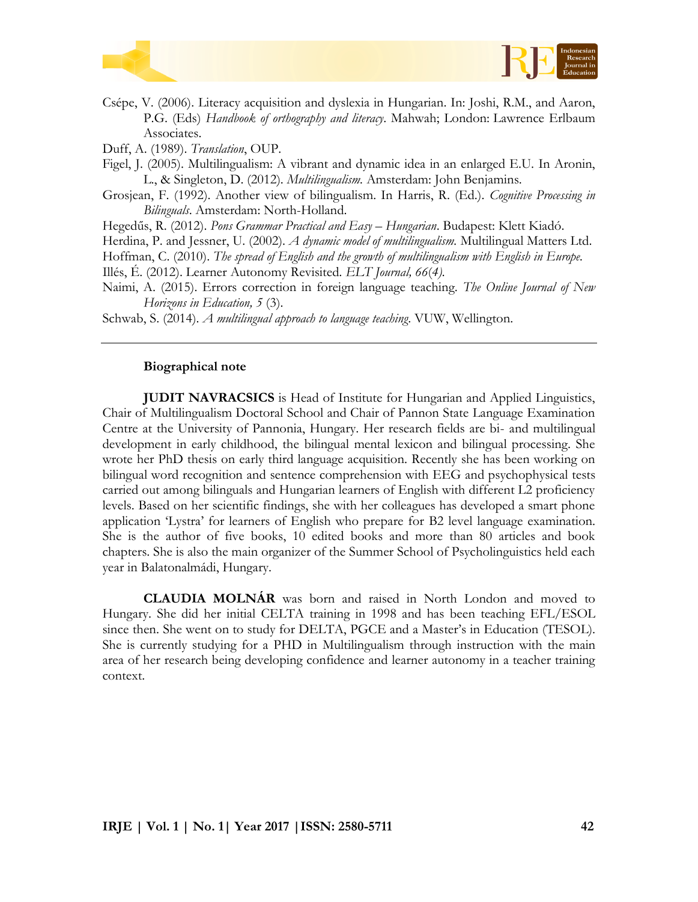Csépe, V. (2006). Literacy acquisition and dyslexia in Hungarian. In: Joshi, R.M., and Aaron, P.G. (Eds) *Handbook of orthography and literacy*. Mahwah; London: Lawrence Erlbaum Associates.

Duff, A. (1989). *Translation*, OUP.

Figel, J. (2005). Multilingualism: A vibrant and dynamic idea in an enlarged E.U. In Aronin, L., & Singleton, D. (2012). *Multilingualism.* Amsterdam: John Benjamins.

Grosjean, F. (1992). Another view of bilingualism. In Harris, R. (Ed.). *Cognitive Processing in Bilinguals*. Amsterdam: North-Holland.

Hegedűs, R. (2012). *Pons Grammar Practical and Easy – Hungarian*. Budapest: Klett Kiadó.

Herdina, P. and Jessner, U. (2002). *A dynamic model of multilingualism.* Multilingual Matters Ltd.

Hoffman, C. (2010). *The spread of English and the growth of multilingualism with English in Europe.*

Illés, É. (2012). Learner Autonomy Revisited. *ELT Journal, 66(4).*

Naimi, A. (2015). Errors correction in foreign language teaching. *The Online Journal of New Horizons in Education, 5* (3).

Schwab, S. (2014). *A multilingual approach to language teaching*. VUW, Wellington.

---

**Biographical note**

**JUDIT NAVRACSICS** is Head of Institute for Hungarian and Applied Linguistics, Chair of Multilingualism Doctoral School and Chair of Pannon State Language Examination Centre at the University of Pannonia, Hungary. Her research fields are bi- and multilingual development in early childhood, the bilingual mental lexicon and bilingual processing. She wrote her PhD thesis on early third language acquisition. Recently she has been working on bilingual word recognition and sentence comprehension with EEG and psychophysical tests carried out among bilinguals and Hungarian learners of English with different L2 proficiency levels. Based on her scientific findings, she with her colleagues has developed a smart phone application 'Lystra' for learners of English who prepare for B2 level language examination. She is the author of five books, 10 edited books and more than 80 articles and book chapters. She is also the main organizer of the Summer School of Psycholinguistics held each year in Balatonalmádi, Hungary.

**CLAUDIA MOLNÁR** was born and raised in North London and moved to Hungary. She did her initial CELTA training in 1998 and has been teaching EFL/ESOL since then. She went on to study for DELTA, PGCE and a Master's in Education (TESOL). She is currently studying for a PHD in Multilingualism through instruction with the main area of her research being developing confidence and learner autonomy in a teacher training context.